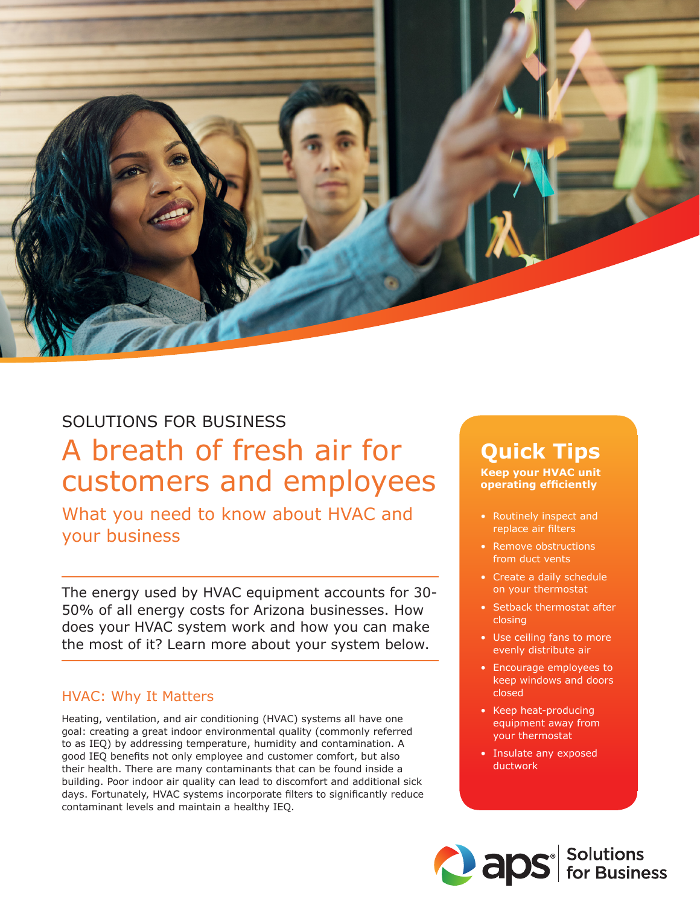SOLUTIONS FOR BUSINESS

# A breath of fresh air for customers and employees

## What you need to know about HVAC and your business

The energy used by HVAC equipment accounts for 30-50% of all energy costs for Arizona businesses. How does your HVAC system work and how you can make the most of it? Learn more about your system below.

### HVAC: Why It Matters

Heating, ventilation, and air conditioning (HVAC) systems all have one goal: creating a great indoor environmental quality (commonly referred to as IEQ) by addressing temperature, humidity and contamination. A good IEQ benefits not only employee and customer comfort, but also their health. There are many contaminants that can be found inside a building. Poor indoor air quality can lead to discomfort and additional sick days. Fortunately, HVAC systems incorporate filters to significantly reduce contaminant levels and maintain a healthy IEQ.

## Quick Tips

**Keep your HVAC unit operating efficiently**

- Routinely inspect and replace air filters
- Remove obstructions from duct vents
- Create a daily schedule on your thermostat
- Setback thermostat after closing
- Use ceiling fans to more evenly distribute air
- Encourage employees to keep windows and doors closed
- Keep heat-producing equipment away from your thermostat
- Insulate any exposed ductwork

aps® Solutions for Business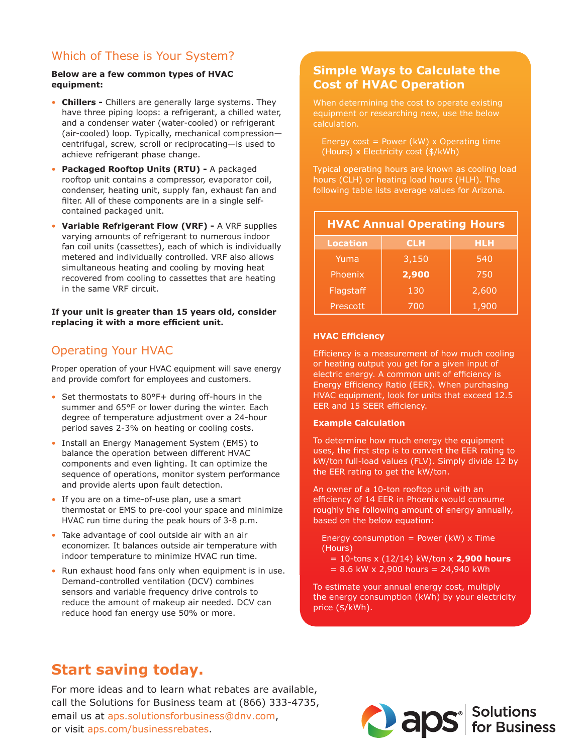## Which of These is Your System?

**Below are a few common types of HVAC equipment:**

- **Chillers -** Chillers are generally large systems. They have three piping loops: a refrigerant, a chilled water, and a condenser water (water-cooled) or refrigerant (air-cooled) loop. Typically, mechanical compression—centrifugal, screw, scroll or reciprocating—is used to achieve refrigerant phase change.
- **Packaged Rooftop Units (RTU) -** A packaged rooftop unit contains a compressor, evaporator coil, condenser, heating unit, supply fan, exhaust fan and filter. All of these components are in a single self-contained packaged unit.
- **Variable Refrigerant Flow (VRF) -** A VRF supplies varying amounts of refrigerant to numerous indoor fan coil units (cassettes), each of which is individually metered and individually controlled. VRF also allows simultaneous heating and cooling by moving heat recovered from cooling to cassettes that are heating in the same VRF circuit.

**If your unit is greater than 15 years old, consider replacing it with a more efficient unit.**

## Operating Your HVAC

Proper operation of your HVAC equipment will save energy and provide comfort for employees and customers.

- Set thermostats to 80°F+ during off-hours in the summer and 65°F or lower during the winter. Each degree of temperature adjustment over a 24-hour period saves 2-3% on heating or cooling costs.
- Install an Energy Management System (EMS) to balance the operation between different HVAC components and even lighting. It can optimize the sequence of operations, monitor system performance and provide alerts upon fault detection.
- If you are on a time-of-use plan, use a smart thermostat or EMS to pre-cool your space and minimize HVAC run time during the peak hours of 3-8 p.m.
- Take advantage of cool outside air with an air economizer. It balances outside air temperature with indoor temperature to minimize HVAC run time.
- Run exhaust hood fans only when equipment is in use. Demand-controlled ventilation (DCV) combines sensors and variable frequency drive controls to reduce the amount of makeup air needed. DCV can reduce hood fan energy use 50% or more.

## Simple Ways to Calculate the Cost of HVAC Operation

When determining the cost to operate existing equipment or researching new, use the below calculation.

Energy cost = Power (kW) x Operating time (Hours) x Electricity cost ($/kWh)

Typical operating hours are known as cooling load hours (CLH) or heating load hours (HLH). The following table lists average values for Arizona.

**HVAC Annual Operating Hours**

| Location | CLH | HLH |
|---|---|---|
| Yuma | 3,150 | 540 |
| Phoenix | **2,900** | 750 |
| Flagstaff | 130 | 2,600 |
| Prescott | 700 | 1,900 |

### HVAC Efficiency

Efficiency is a measurement of how much cooling or heating output you get for a given input of electric energy. A common unit of efficiency is Energy Efficiency Ratio (EER). When purchasing HVAC equipment, look for units that exceed 12.5 EER and 15 SEER efficiency.

### Example Calculation

To determine how much energy the equipment uses, the first step is to convert the EER rating to kW/ton full-load values (FLV). Simply divide 12 by the EER rating to get the kW/ton.

An owner of a 10-ton rooftop unit with an efficiency of 14 EER in Phoenix would consume roughly the following amount of energy annually, based on the below equation:

Energy consumption = Power (kW) x Time (Hours)
= 10-tons x (12/14) kW/ton x **2,900 hours**
= 8.6 kW x 2,900 hours = 24,940 kWh

To estimate your annual energy cost, multiply the energy consumption (kWh) by your electricity price ($/kWh).

## Start saving today.

For more ideas and to learn what rebates are available, call the Solutions for Business team at (866) 333-4735, email us at aps.solutionsforbusiness@dnv.com, or visit aps.com/businessrebates.

aps Solutions for Business